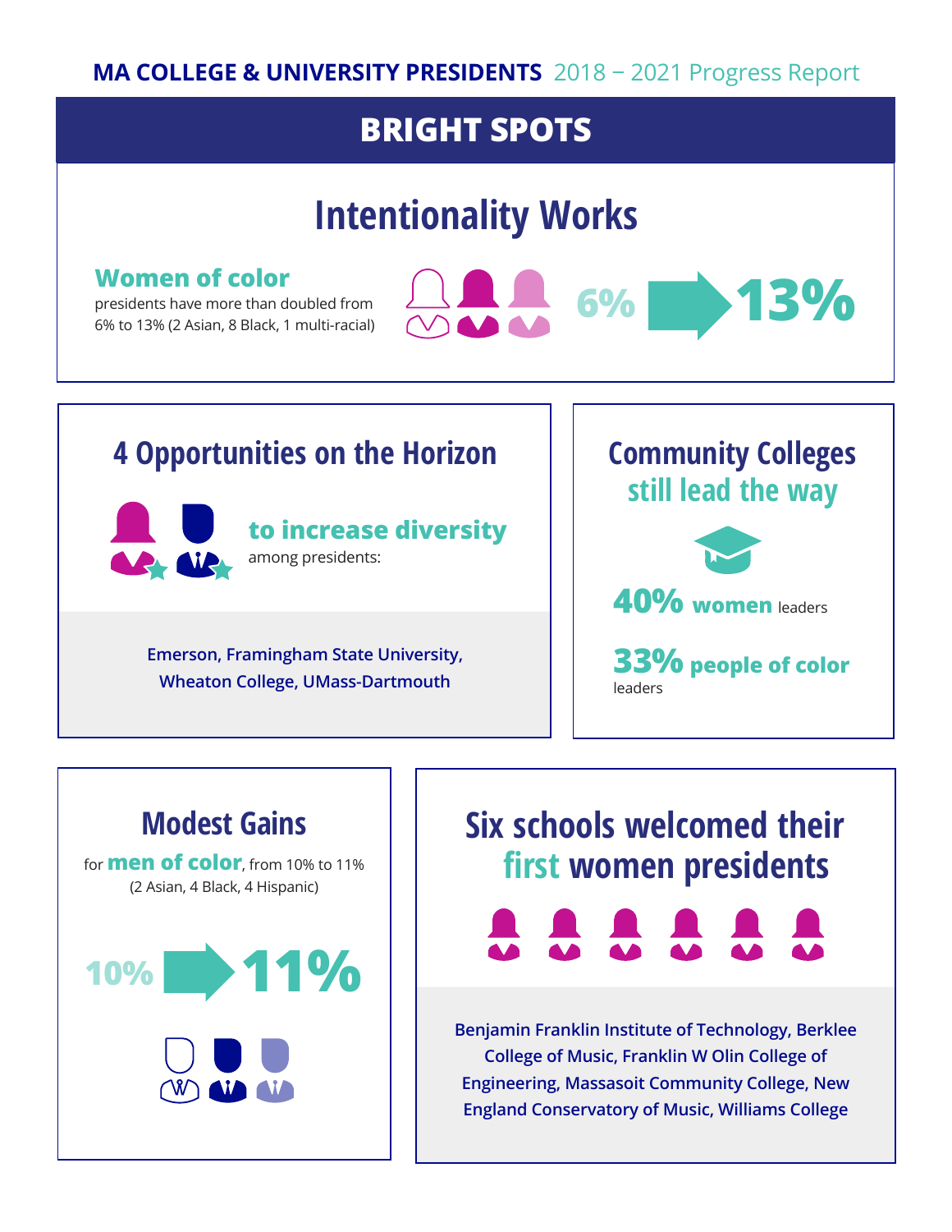**MA COLLEGE & UNIVERSITY PRESIDENTS** 2018 – 2021 Progress Report

# BRIGHT SPOTS

## Intentionality Works

**Women of color** presidents have more than doubled from 6% to 13% (2 Asian, 8 Black, 1 multi-racial)

6% → 13%

## 4 Opportunities on the Horizon

**to increase diversity** among presidents:

Emerson, Framingham State University, Wheaton College, UMass-Dartmouth

## Community Colleges still lead the way

**40% women** leaders

**33% people of color** leaders

## Modest Gains

for **men of color**, from 10% to 11% (2 Asian, 4 Black, 4 Hispanic)

10% → 11%

## Six schools welcomed their first women presidents

Benjamin Franklin Institute of Technology, Berklee College of Music, Franklin W Olin College of Engineering, Massasoit Community College, New England Conservatory of Music, Williams College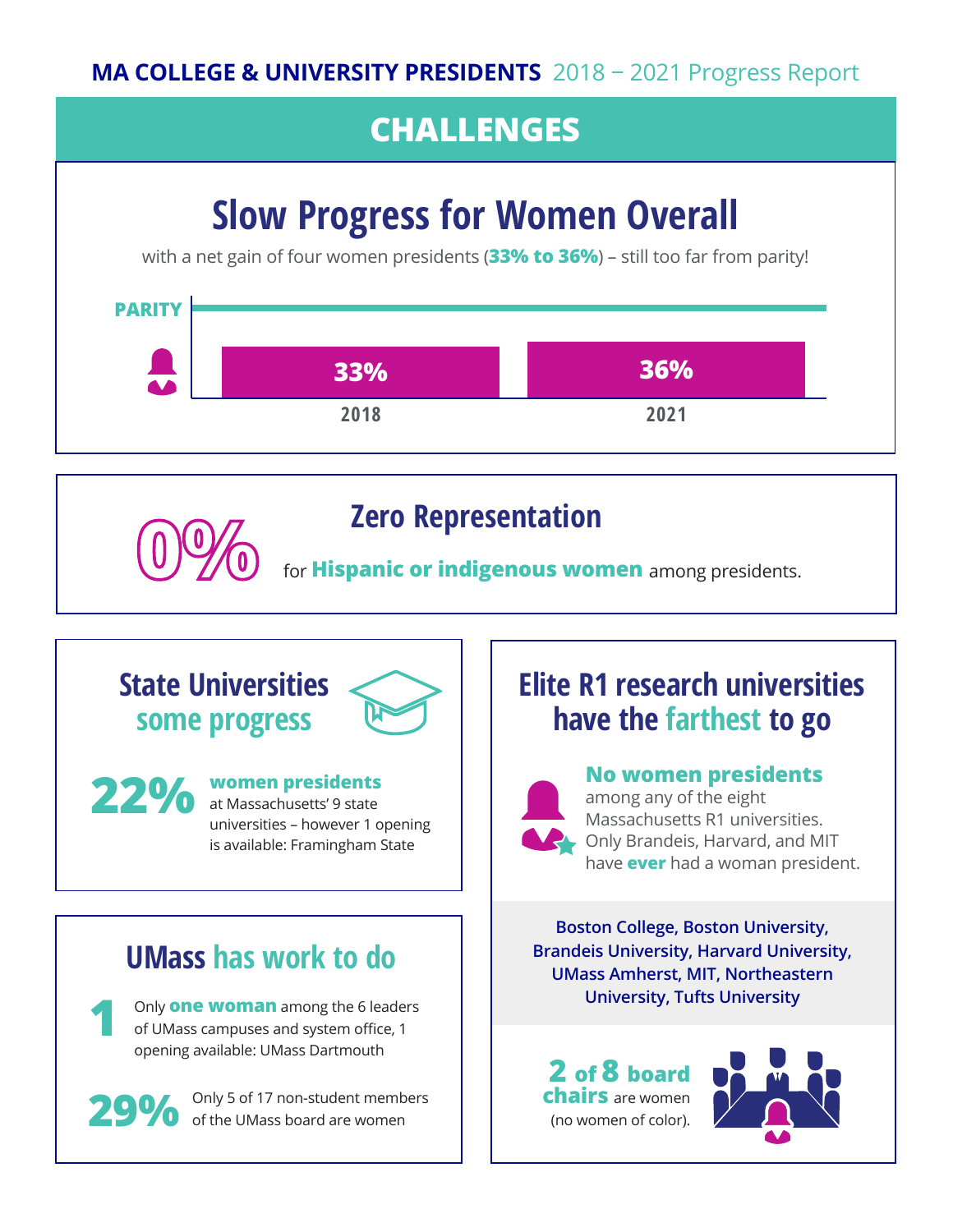MA COLLEGE & UNIVERSITY PRESIDENTS 2018 – 2021 Progress Report

# CHALLENGES

## Slow Progress for Women Overall

with a net gain of four women presidents (**33% to 36%**) – still too far from parity!

PARITY

33%
2018

36%
2021

## Zero Representation

0%

for **Hispanic or indigenous women** among presidents.

## State Universities some progress

**22%** **women presidents** at Massachusetts' 9 state universities – however 1 opening is available: Framingham State

## Elite R1 research universities have the farthest to go

**No women presidents** among any of the eight Massachusetts R1 universities. Only Brandeis, Harvard, and MIT have **ever** had a woman president.

Boston College, Boston University, Brandeis University, Harvard University, UMass Amherst, MIT, Northeastern University, Tufts University

**2 of 8 board chairs** are women (no women of color).

## UMass has work to do

**1** Only **one woman** among the 6 leaders of UMass campuses and system office, 1 opening available: UMass Dartmouth

**29%** Only 5 of 17 non-student members of the UMass board are women